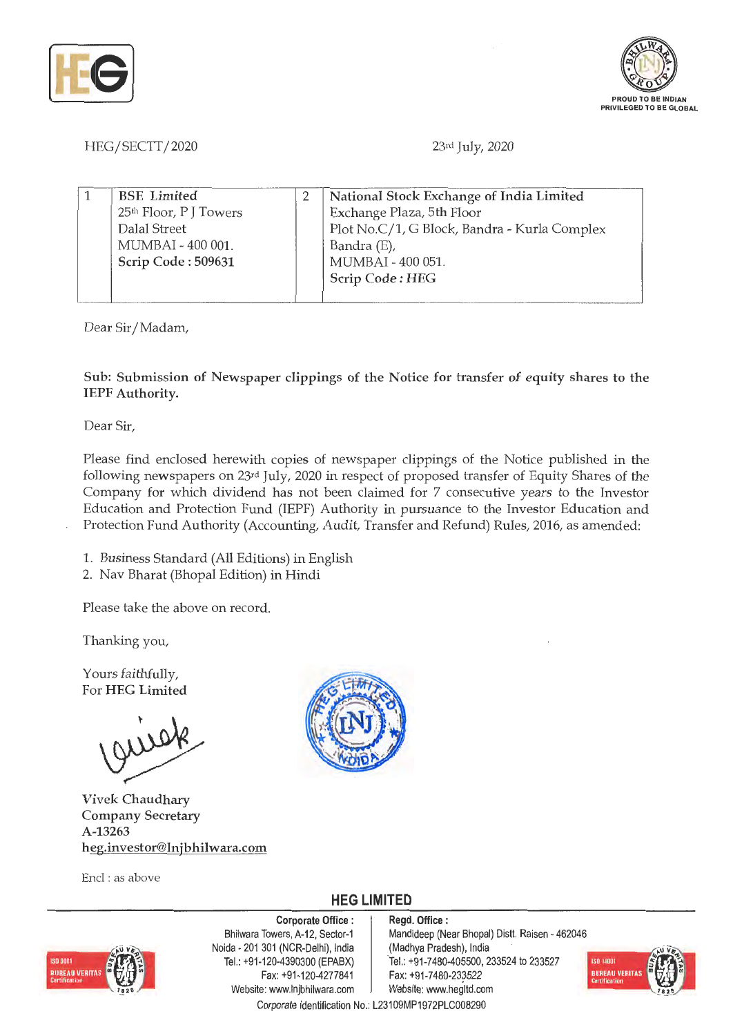HEG/SECTT/2020

23rd July, 2020

| 1 | BSE Limited<br>25th Floor, P J Towers<br>Dalal Street<br>MUMBAI - 400 001.<br>**Scrip Code : 509631** | 2 | National Stock Exchange of India Limited<br>Exchange Plaza, 5th Floor<br>Plot No.C/1, G Block, Bandra - Kurla Complex<br>Bandra (E),<br>MUMBAI - 400 051.<br>**Scrip Code : HEG** |
|---|---|---|---|

Dear Sir/Madam,

**Sub: Submission of Newspaper clippings of the Notice for transfer of equity shares to the IEPF Authority.**

Dear Sir,

Please find enclosed herewith copies of newspaper clippings of the Notice published in the following newspapers on 23rd July, 2020 in respect of proposed transfer of Equity Shares of the Company for which dividend has not been claimed for 7 consecutive years to the Investor Education and Protection Fund (IEPF) Authority in pursuance to the Investor Education and Protection Fund Authority (Accounting, Audit, Transfer and Refund) Rules, 2016, as amended:

1. Business Standard (All Editions) in English
2. Nav Bharat (Bhopal Edition) in Hindi

Please take the above on record.

Thanking you,

Yours faithfully,
For **HEG Limited**

Vivek Chaudhary
Company Secretary
A-13263
heg.investor@lnjbhilwara.com

Encl : as above

**HEG LIMITED**

**Corporate Office :**
Bhilwara Towers, A-12, Sector-1
Noida - 201 301 (NCR-Delhi), India
Tel.: +91-120-4390300 (EPABX)
Fax: +91-120-4277841
Website: www.lnjbhilwara.com

**Regd. Office :**
Mandideep (Near Bhopal) Distt. Raisen - 462046
(Madhya Pradesh), India
Tel.: +91-7480-405500, 233524 to 233527
Fax: +91-7480-233522
Website: www.hegltd.com

Corporate Identification No.: L23109MP1972PLC008290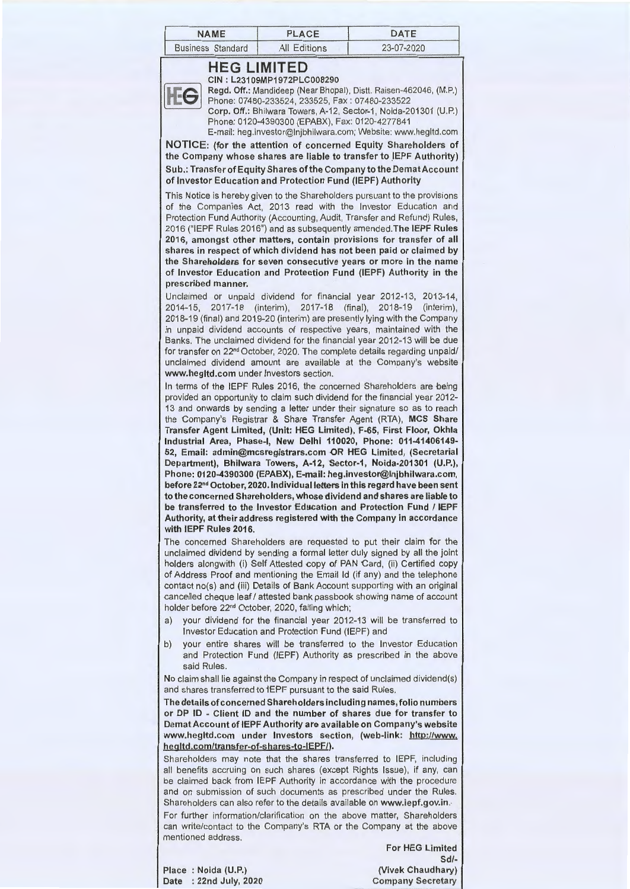| NAME | PLACE | DATE |
| --- | --- | --- |
| Business Standard | All Editions | 23-07-2020 |

# HEG LIMITED

**CIN : L23109MP1972PLC008290**

**Regd. Off.:** Mandideep (Near Bhopal), Distt. Raisen-462046, (M.P.)
Phone: 07480-233524, 233525, Fax : 07480-233522
**Corp. Off.:** Bhilwara Towers, A-12, Sector-1, Noida-201301 (U.P.)
Phone: 0120-4390300 (EPABX), Fax: 0120-4277841
E-mail: heg.investor@lnjbhilwara.com; Website: www.hegltd.com

**NOTICE: (for the attention of concerned Equity Shareholders of the Company whose shares are liable to transfer to IEPF Authority)**

**Sub.: Transfer of Equity Shares of the Company to the Demat Account of Investor Education and Protection Fund (IEPF) Authority**

This Notice is hereby given to the Shareholders pursuant to the provisions of the Companies Act, 2013 read with the Investor Education and Protection Fund Authority (Accounting, Audit, Transfer and Refund) Rules, 2016 ("IEPF Rules 2016") and as subsequently amended. **The IEPF Rules 2016, amongst other matters, contain provisions for transfer of all shares in respect of which dividend has not been paid or claimed by the Shareholders for seven consecutive years or more in the name of Investor Education and Protection Fund (IEPF) Authority in the prescribed manner.**

Unclaimed or unpaid dividend for financial year 2012-13, 2013-14, 2014-15, 2017-18 (interim), 2017-18 (final), 2018-19 (interim), 2018-19 (final) and 2019-20 (interim) are presently lying with the Company in unpaid dividend accounts of respective years, maintained with the Banks. The unclaimed dividend for the financial year 2012-13 will be due for transfer on 22nd October, 2020. The complete details regarding unpaid/ unclaimed dividend amount are available at the Company's website **www.hegltd.com** under Investors section.

In terms of the IEPF Rules 2016, the concerned Shareholders are being provided an opportunity to claim such dividend for the financial year 2012-13 and onwards by sending a letter under their signature so as to reach the Company's Registrar & Share Transfer Agent (RTA), **MCS Share Transfer Agent Limited, (Unit: HEG Limited), F-65, First Floor, Okhla Industrial Area, Phase-I, New Delhi 110020, Phone: 011-41406149-52, Email: admin@mcsregistrars.com OR HEG Limited, (Secretarial Department), Bhilwara Towers, A-12, Sector-1, Noida-201301 (U.P.), Phone: 0120-4390300 (EPABX), E-mail: heg.investor@lnjbhilwara.com, before 22nd October, 2020. Individual letters in this regard have been sent to the concerned Shareholders, whose dividend and shares are liable to be transferred to the Investor Education and Protection Fund / IEPF Authority, at their address registered with the Company in accordance with IEPF Rules 2016.**

The concerned Shareholders are requested to put their claim for the unclaimed dividend by sending a formal letter duly signed by all the joint holders alongwith (i) Self Attested copy of PAN Card, (ii) Certified copy of Address Proof and mentioning the Email Id (if any) and the telephone contact no(s) and (iii) Details of Bank Account supporting with an original cancelled cheque leaf / attested bank passbook showing name of account holder before 22nd October, 2020, failing which;

a) your dividend for the financial year 2012-13 will be transferred to Investor Education and Protection Fund (IEPF) and
b) your entire shares will be transferred to the Investor Education and Protection Fund (IEPF) Authority as prescribed in the above said Rules.

No claim shall lie against the Company in respect of unclaimed dividend(s) and shares transferred to IEPF pursuant to the said Rules.

**The details of concerned Shareholders including names, folio numbers or DP ID - Client ID and the number of shares due for transfer to Demat Account of IEPF Authority are available on Company's website www.hegltd.com under Investors section, (web-link: http://www.hegltd.com/transfer-of-shares-to-IEPF/).**

Shareholders may note that the shares transferred to IEPF, including all benefits accruing on such shares (except Rights Issue), if any, can be claimed back from IEPF Authority in accordance with the procedure and on submission of such documents as prescribed under the Rules. Shareholders can also refer to the details available on **www.iepf.gov.in**.

For further information/clarification on the above matter, Shareholders can write/contact to the Company's RTA or the Company at the above mentioned address.

**For HEG Limited**
**Sd/-**
**(Vivek Chaudhary)**
**Company Secretary**

**Place : Noida (U.P.)**
**Date : 22nd July, 2020**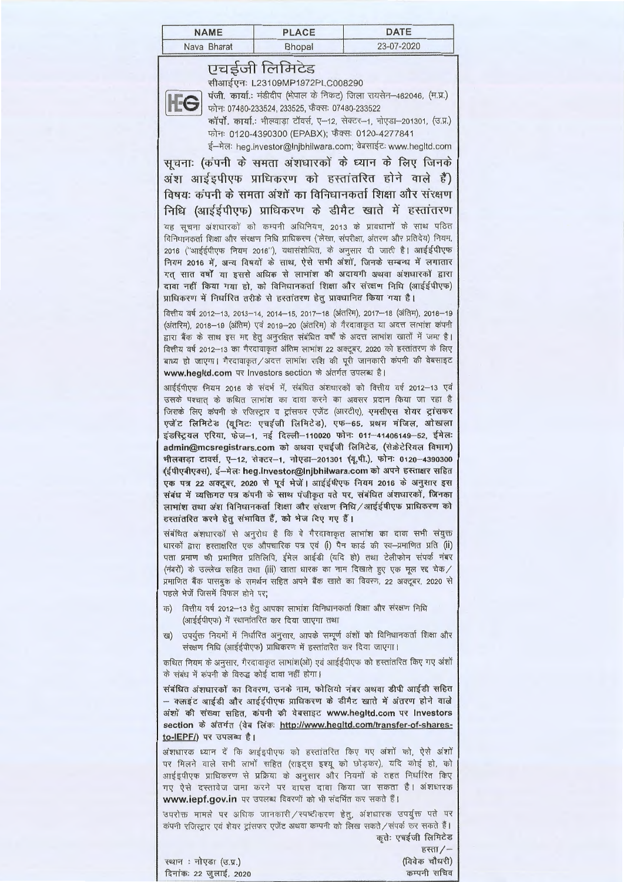| NAME | PLACE | DATE |
|---|---|---|
| Nava Bharat | Bhopal | 23-07-2020 |

# एचईजी लिमिटेड

सीआईएनः L23109MP1972PLC008290

पंजी. कार्या.: मंडीदीप (भोपाल के निकट) जिला रायसेन–462046, (म.प्र.)
फोनः 07480-233524, 233525, फैक्सः 07480-233522

कॉर्पो. कार्या.: भीलवाड़ा टॉवर्स, ए–12, सेक्टर–1, नोएडा–201301, (उ.प्र.)
फोनः 0120-4390300 (EPABX); फैक्सः 0120-4277841

ई–मेलः heg.investor@lnjbhilwara.com; वेबसाईटः www.hegltd.com

## सूचनाः (कंपनी के समता अंशधारकों के ध्यान के लिए जिनके अंश आईइपीएफ प्राधिकरण को हस्तांतरित होने वाले हैं)

## विषयः कंपनी के समता अंशों का विनिधानकर्ता शिक्षा और संरक्षण निधि (आईईपीएफ) प्राधिकरण के डीमैट खाते में हस्तांतरण

यह सूचना अंशधारकों को कम्पनी अधिनियम, 2013 के प्रावधानों के साथ पठित विनिधानकर्ता शिक्षा और संरक्षण निधि प्राधिकरण ('लेखा, संपरीक्षा, अंतरण और प्रतिदेय) नियम, 2016 ("आईईपीएफ नियम 2016"), यथासंशोधित, के अनुसार दी जाती है। आईईपीएफ नियम 2016 में, अन्य विषयों के साथ, ऐसे सभी अंशों, जिनके सम्बन्ध में लगातार गत् सात वर्षों या इससे अधिक से लाभांश की अदायगी अथवा अंशधारकों द्वारा दावा नहीं किया गया हो, को विनिधानकर्ता शिक्षा और संरक्षण निधि (आईईपीएफ) प्राधिकरण में निर्धारित तरीके से हस्तांतरण हेतु प्रावधानित किया गया है।

वित्तीय वर्ष 2012–13, 2013–14, 2014–15, 2017–18 (अंतरिम), 2017–18 (अंतिम), 2018–19 (अंतरिम), 2018–19 (अंतिम) एवं 2019–20 (अंतरिम) के गैरदावाकृत या अदत्त लाभांश कंपनी द्वारा बैंक के साथ इस मद हेतु अनुरक्षित संबंधित वर्षों के अदत्त लाभांश खातों में जमा है। वित्तीय वर्ष 2012–13 का गैरदावाकृत अंतिम लाभांश 22 अक्टूबर, 2020 को हस्तांतरण के लिए बाध्य हो जाएगा। गैरदावाकृत/अदत्त लाभांश राशि की पूरी जानकारी कंपनी की वेबसाइट **www.hegltd.com** पर Investors section के अंतर्गत उपलब्ध है।

आईईपीएफ नियम 2016 के संदर्भ में, संबंधित अंशधारकों को वित्तीय वर्ष 2012–13 एवं उसके पश्चात् के कथित लाभांश का दावा करने का अवसर प्रदान किया जा रहा है जिसके लिए कंपनी के रजिस्ट्रार व ट्रांसफर एजेंट (आरटीए), **एमसीएस शेयर ट्रांसफर एजेंट लिमिटेड (यूनिटः एचईजी लिमिटेड), एफ–65, प्रथम मंजिल, ओखला इंडस्ट्रियल एरिया, फेज–1, नई दिल्ली–110020 फोनः 011–41406149–52, ईमेलः admin@mcsregistrars.com** को अथवा **एचईजी लिमिटेड, (सेक्रेटेरियल विभाग) भीलवाड़ा टावर्स, ए–12, सेक्टर–1, नोएडा–201301 (यू.पी.), फोनः 0120–4390300 (ईपीएबीएक्स), ई–मेलः heg.investor@lnjbhilwara.com को अपने हस्ताक्षर सहित एक पत्र 22 अक्टूबर, 2020 से पूर्व भेजें। आईईपीएफ नियम 2016 के अनुसार इस संबंध में व्यक्तिगत पत्र कंपनी के साथ पंजीकृत पते पर, संबंधित अंशधारकों, जिनका लाभांश तथा अंश विनिधानकर्ता शिक्षा और संरक्षण निधि/आईईपीएफ प्राधिकरण को हस्तांतरित करने हेतु संभावित हैं, को भेज दिए गए हैं।**

संबंधित अंशधारकों से अनुरोध है कि वे गैरदावाकृत लाभांश का दावा सभी संयुक्त धारकों द्वारा हस्ताक्षरित एक औपचारिक पत्र एवं (i) पैन कार्ड की स्व–प्रमाणित प्रति (ii) पता प्रमाण की प्रमाणित प्रतिलिपि, ईमेल आईडी (यदि हो) तथा टेलीफोन संपर्क नंबर (नंबरों) के उल्लेख सहित तथा (iii) खाता धारक का नाम दिखाते हुए एक मूल रद्द चेक/ प्रमाणित बैंक पासबुक के समर्थन सहित अपने बैंक खाते का विवरण, 22 अक्टूबर, 2020 से पहले भेजें जिसमें विफल होने पर;

क) वित्तीय वर्ष 2012–13 हेतु आपका लाभांश विनिधानकर्ता शिक्षा और संरक्षण निधि (आईईपीएफ) में स्थानांतरित कर दिया जाएगा तथा

ख) उपर्युक्त नियमों में निर्धारित अनुसार, आपके सम्पूर्ण अंशों को विनिधानकर्ता शिक्षा और संरक्षण निधि (आईईपीएफ) प्राधिकरण में हस्तांतरित कर दिया जाएगा।

कथित नियम के अनुसार, गैरदावाकृत लाभांश(ओं) एवं आईईपीएफ को हस्तांतरित किए गए अंशों के संबंध में कंपनी के विरुद्ध कोई दावा नहीं होगा।

**संबंधित अंशधारकों का विवरण, उनके नाम, फोलियो नंबर अथवा डीपी आईडी सहित – क्लाइंट आईडी और आईईपीएफ प्राधिकरण के डीमैट खाते में अंतरण होने वाले अंशों की संख्या सहित, कंपनी की वेबसाइट www.hegltd.com पर Investors section के अंतर्गत (वेब लिंकः http://www.hegltd.com/transfer-of-shares-to-IEPF/) पर उपलब्ध है।**

अंशधारक ध्यान दें कि आईइपीएफ को हस्तांतरित किए गए अंशों को, ऐसे अंशों पर मिलने वाले सभी लाभों सहित (राइट्स इश्यू को छोड़कर), यदि कोई हो, को आईइपीएफ प्राधिकरण से प्रक्रिया के अनुसार और नियमों के तहत निर्धारित किए गए ऐसे दस्तावेज जमा करने पर वापस दावा किया जा सकता है। अंशधारक **www.iepf.gov.in** पर उपलब्ध विवरणों को भी संदर्भित कर सकते हैं।

उपरोक्त मामले पर अधिक जानकारी/स्पष्टीकरण हेतु, अंशधारक उपर्युक्त पते पर कंपनी रजिस्ट्रार एवं शेयर ट्रांसफर एजेंट अथवा कम्पनी को लिख सकते/संपर्क कर सकते हैं।

कृतेः एचईजी लिमिटेड

हस्ता/–

(विवेक चौधरी)

कम्पनी सचिव

स्थान : नोएडा (उ.प्र.)
दिनांकः 22 जुलाई, 2020